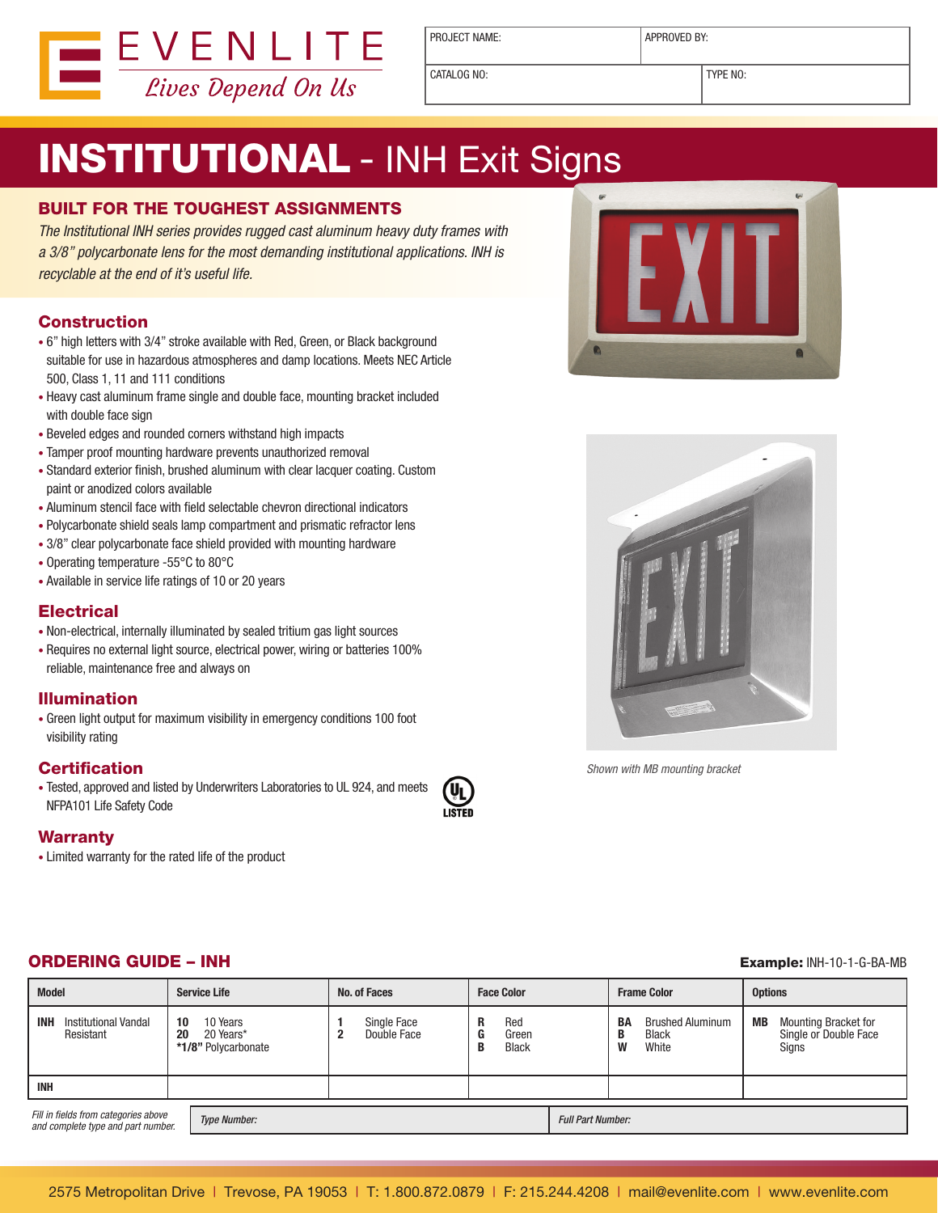EVENLITE
*Lives Depend On Us*

| PROJECT NAME: | APPROVED BY: |
|---|---|
| CATALOG NO: | TYPE NO: |

# INSTITUTIONAL - INH Exit Signs

## BUILT FOR THE TOUGHEST ASSIGNMENTS

*The Institutional INH series provides rugged cast aluminum heavy duty frames with a 3/8" polycarbonate lens for the most demanding institutional applications. INH is recyclable at the end of it's useful life.*

### Construction

- 6" high letters with 3/4" stroke available with Red, Green, or Black background suitable for use in hazardous atmospheres and damp locations. Meets NEC Article 500, Class 1, 11 and 111 conditions
- Heavy cast aluminum frame single and double face, mounting bracket included with double face sign
- Beveled edges and rounded corners withstand high impacts
- Tamper proof mounting hardware prevents unauthorized removal
- Standard exterior finish, brushed aluminum with clear lacquer coating. Custom paint or anodized colors available
- Aluminum stencil face with field selectable chevron directional indicators
- Polycarbonate shield seals lamp compartment and prismatic refractor lens
- 3/8" clear polycarbonate face shield provided with mounting hardware
- Operating temperature -55°C to 80°C
- Available in service life ratings of 10 or 20 years

### Electrical

- Non-electrical, internally illuminated by sealed tritium gas light sources
- Requires no external light source, electrical power, wiring or batteries 100% reliable, maintenance free and always on

### Illumination

- Green light output for maximum visibility in emergency conditions 100 foot visibility rating

### Certification

- Tested, approved and listed by Underwriters Laboratories to UL 924, and meets NFPA101 Life Safety Code

### Warranty

- Limited warranty for the rated life of the product

*Shown with MB mounting bracket*

## ORDERING GUIDE – INH

**Example:** INH-10-1-G-BA-MB

| Model | Service Life | No. of Faces | Face Color | Frame Color | Options |
|---|---|---|---|---|---|
| **INH** Institutional Vandal Resistant | **10** 10 Years<br>**20** 20 Years*<br>***1/8"** Polycarbonate | **1** Single Face<br>**2** Double Face | **R** Red<br>**G** Green<br>**B** Black | **BA** Brushed Aluminum<br>**B** Black<br>**W** White | **MB** Mounting Bracket for Single or Double Face Signs |
| **INH** | | | | | |

*Fill in fields from categories above and complete type and part number.*

| *Type Number:* | *Full Part Number:* |
|---|---|
| | |

2575 Metropolitan Drive | Trevose, PA 19053 | T: 1.800.872.0879 | F: 215.244.4208 | mail@evenlite.com | www.evenlite.com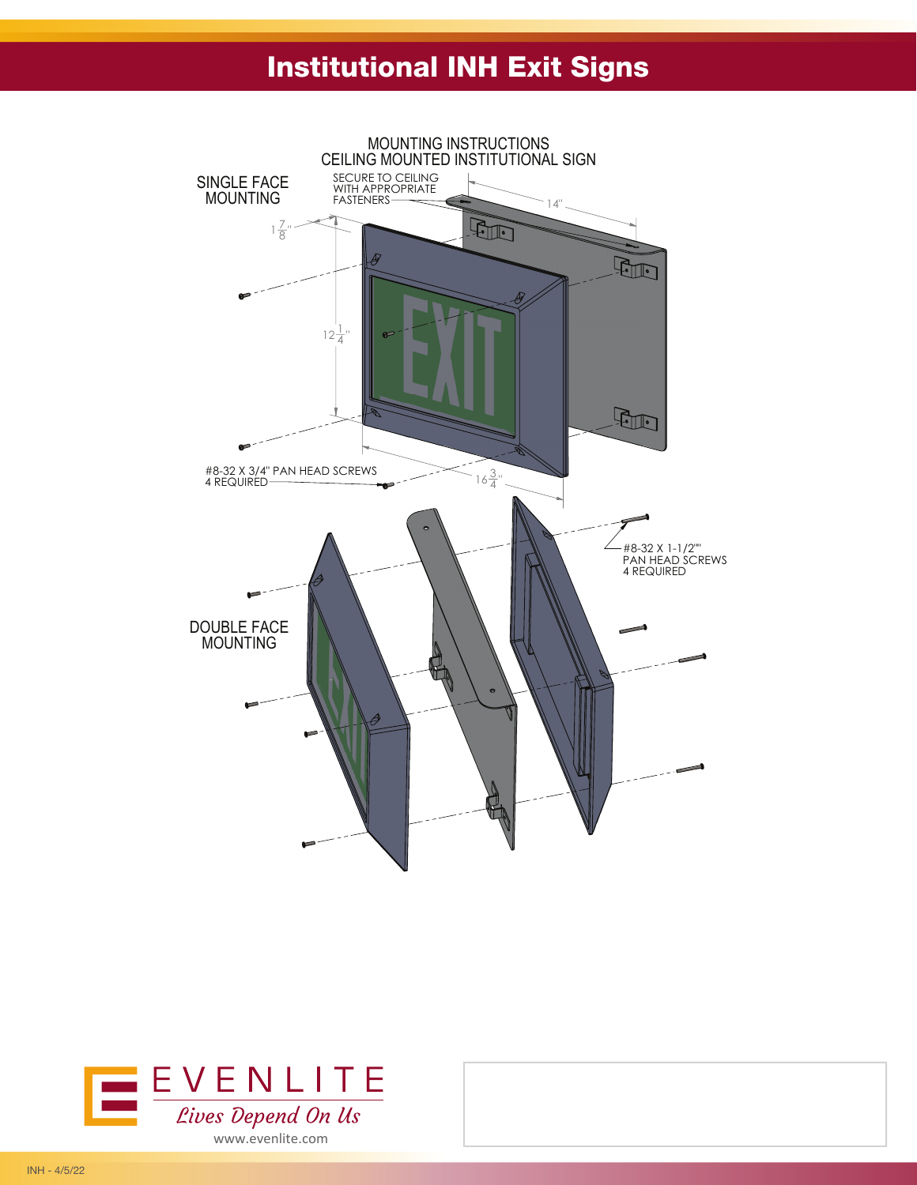# Institutional INH Exit Signs

MOUNTING INSTRUCTIONS
CEILING MOUNTED INSTITUTIONAL SIGN

SINGLE FACE MOUNTING

SECURE TO CEILING WITH APPROPRIATE FASTENERS

14"

1 7/8"

12 1/4"

16 3/4"

#8-32 X 3/4" PAN HEAD SCREWS
4 REQUIRED

DOUBLE FACE MOUNTING

#8-32 X 1-1/2"" PAN HEAD SCREWS
4 REQUIRED

EVENLITE
*Lives Depend On Us*
www.evenlite.com